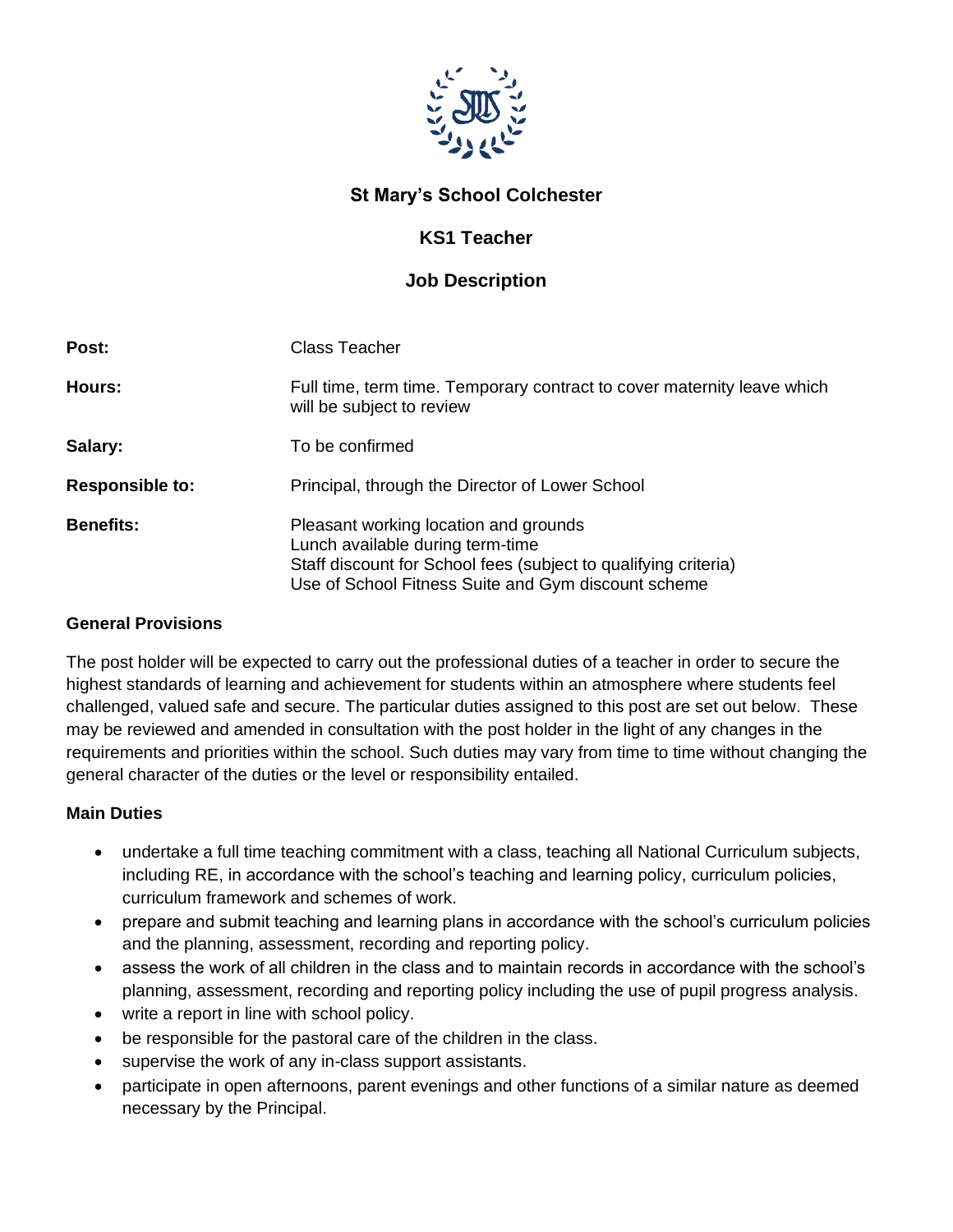# St Mary's School Colchester

## KS1 Teacher

## Job Description

| | |
|---|---|
| **Post:** | Class Teacher |
| **Hours:** | Full time, term time. Temporary contract to cover maternity leave which will be subject to review |
| **Salary:** | To be confirmed |
| **Responsible to:** | Principal, through the Director of Lower School |
| **Benefits:** | Pleasant working location and grounds<br>Lunch available during term-time<br>Staff discount for School fees (subject to qualifying criteria)<br>Use of School Fitness Suite and Gym discount scheme |

### General Provisions

The post holder will be expected to carry out the professional duties of a teacher in order to secure the highest standards of learning and achievement for students within an atmosphere where students feel challenged, valued safe and secure. The particular duties assigned to this post are set out below. These may be reviewed and amended in consultation with the post holder in the light of any changes in the requirements and priorities within the school. Such duties may vary from time to time without changing the general character of the duties or the level or responsibility entailed.

### Main Duties

- undertake a full time teaching commitment with a class, teaching all National Curriculum subjects, including RE, in accordance with the school's teaching and learning policy, curriculum policies, curriculum framework and schemes of work.
- prepare and submit teaching and learning plans in accordance with the school's curriculum policies and the planning, assessment, recording and reporting policy.
- assess the work of all children in the class and to maintain records in accordance with the school's planning, assessment, recording and reporting policy including the use of pupil progress analysis.
- write a report in line with school policy.
- be responsible for the pastoral care of the children in the class.
- supervise the work of any in-class support assistants.
- participate in open afternoons, parent evenings and other functions of a similar nature as deemed necessary by the Principal.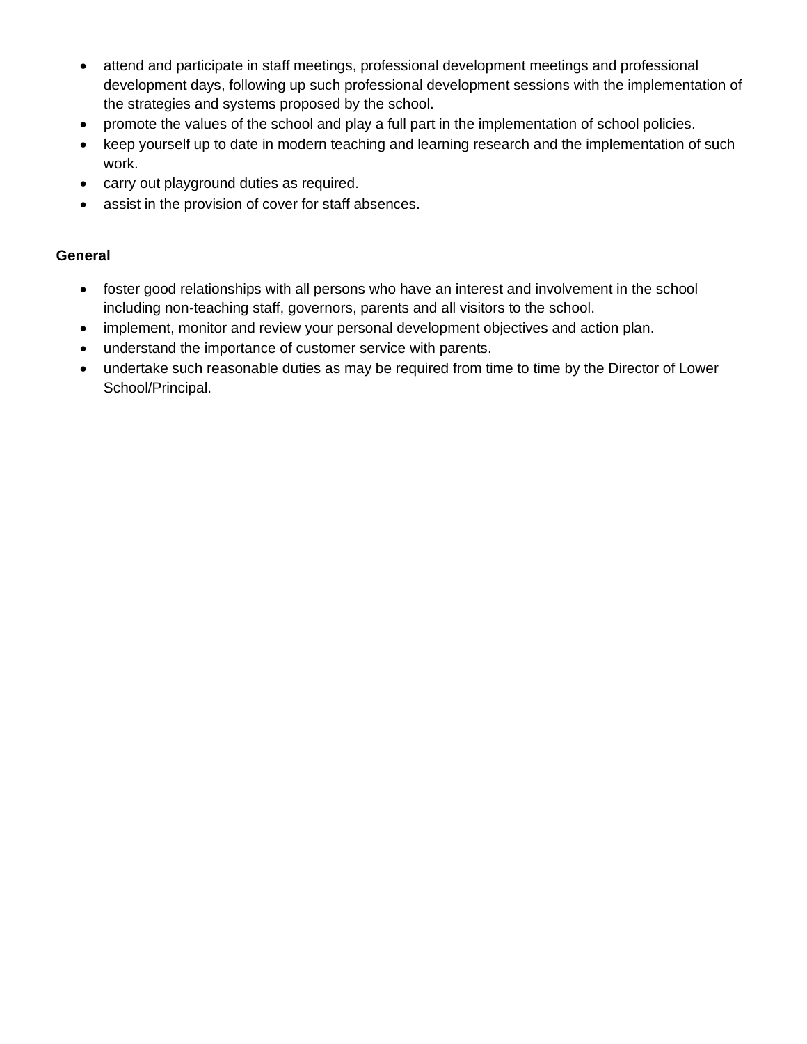- attend and participate in staff meetings, professional development meetings and professional development days, following up such professional development sessions with the implementation of the strategies and systems proposed by the school.
- promote the values of the school and play a full part in the implementation of school policies.
- keep yourself up to date in modern teaching and learning research and the implementation of such work.
- carry out playground duties as required.
- assist in the provision of cover for staff absences.

**General**

- foster good relationships with all persons who have an interest and involvement in the school including non-teaching staff, governors, parents and all visitors to the school.
- implement, monitor and review your personal development objectives and action plan.
- understand the importance of customer service with parents.
- undertake such reasonable duties as may be required from time to time by the Director of Lower School/Principal.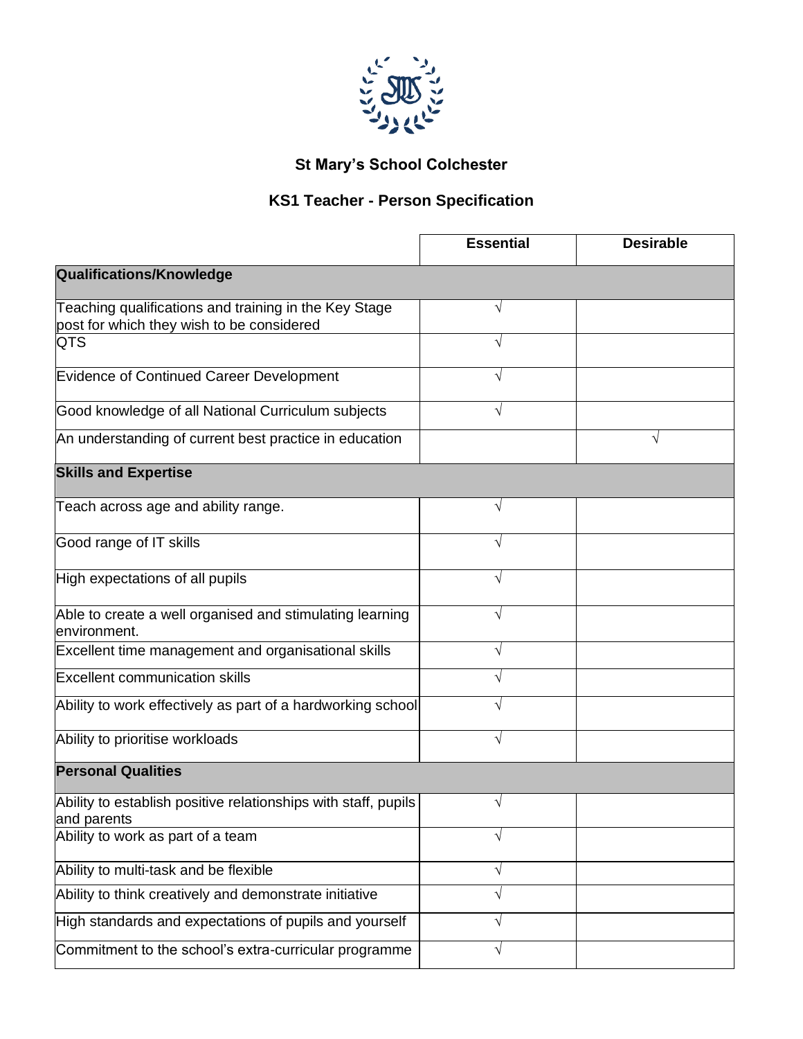## St Mary's School Colchester

## KS1 Teacher - Person Specification

| | Essential | Desirable |
|---|---|---|
| **Qualifications/Knowledge** | | |
| Teaching qualifications and training in the Key Stage post for which they wish to be considered | √ | |
| QTS | √ | |
| Evidence of Continued Career Development | √ | |
| Good knowledge of all National Curriculum subjects | √ | |
| An understanding of current best practice in education | | √ |
| **Skills and Expertise** | | |
| Teach across age and ability range. | √ | |
| Good range of IT skills | √ | |
| High expectations of all pupils | √ | |
| Able to create a well organised and stimulating learning environment. | √ | |
| Excellent time management and organisational skills | √ | |
| Excellent communication skills | √ | |
| Ability to work effectively as part of a hardworking school | √ | |
| Ability to prioritise workloads | √ | |
| **Personal Qualities** | | |
| Ability to establish positive relationships with staff, pupils and parents | √ | |
| Ability to work as part of a team | √ | |
| Ability to multi-task and be flexible | √ | |
| Ability to think creatively and demonstrate initiative | √ | |
| High standards and expectations of pupils and yourself | √ | |
| Commitment to the school's extra-curricular programme | √ | |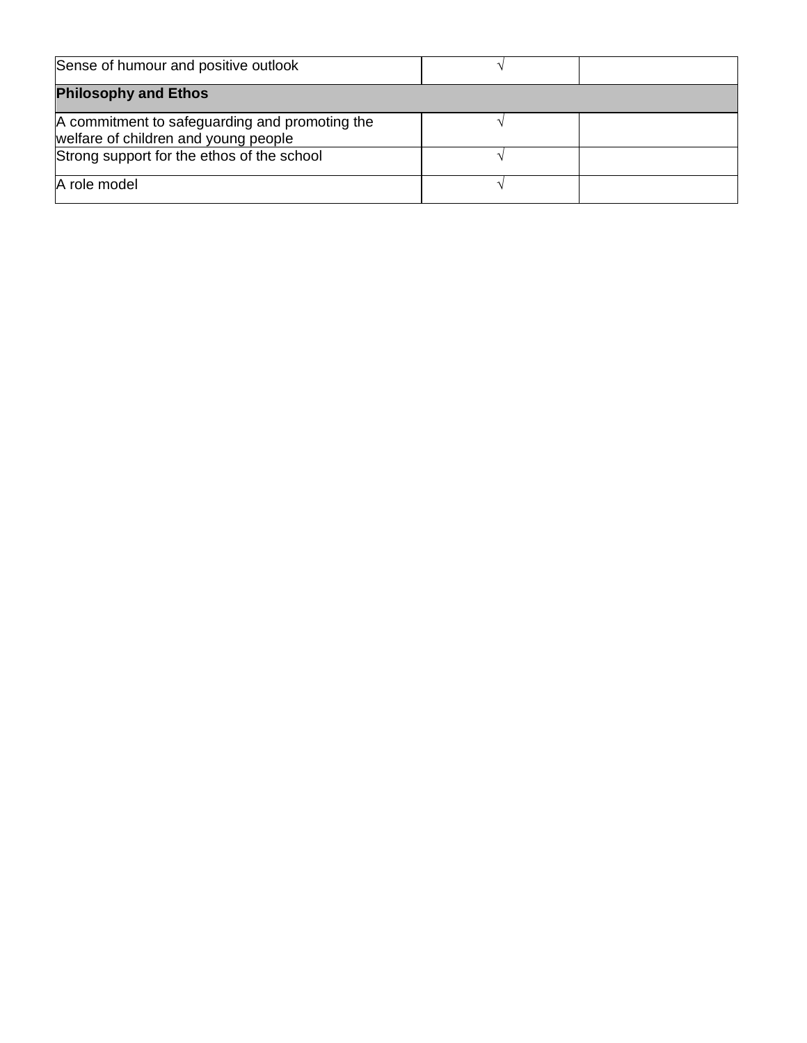| Sense of humour and positive outlook | √ | |
|---|---|---|
| **Philosophy and Ethos** | | |
| A commitment to safeguarding and promoting the welfare of children and young people | √ | |
| Strong support for the ethos of the school | √ | |
| A role model | √ | |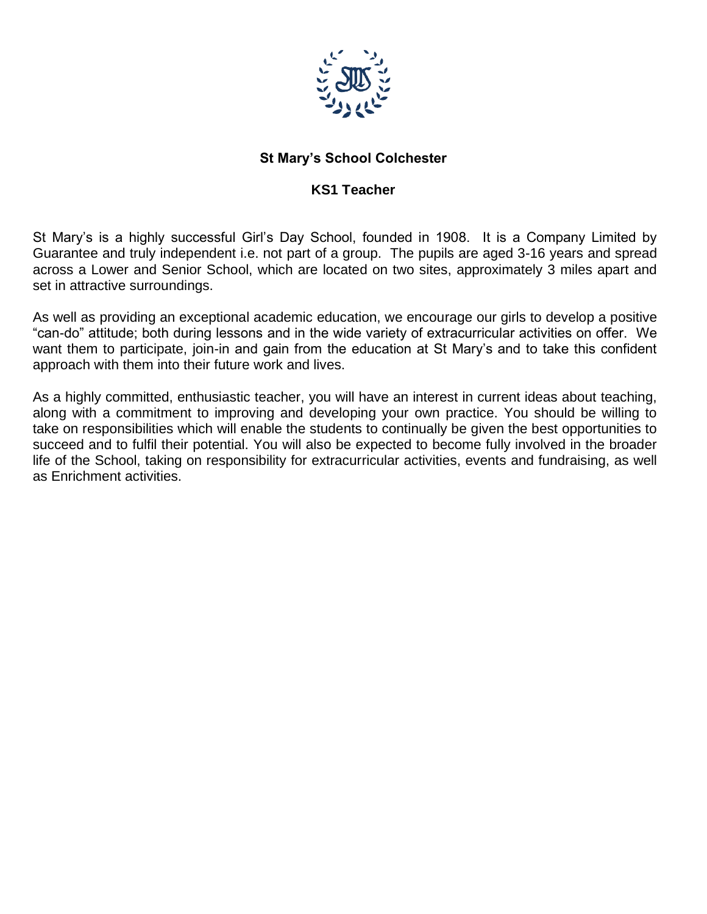**St Mary's School Colchester**

**KS1 Teacher**

St Mary's is a highly successful Girl's Day School, founded in 1908. It is a Company Limited by Guarantee and truly independent i.e. not part of a group. The pupils are aged 3-16 years and spread across a Lower and Senior School, which are located on two sites, approximately 3 miles apart and set in attractive surroundings.

As well as providing an exceptional academic education, we encourage our girls to develop a positive "can-do" attitude; both during lessons and in the wide variety of extracurricular activities on offer. We want them to participate, join-in and gain from the education at St Mary's and to take this confident approach with them into their future work and lives.

As a highly committed, enthusiastic teacher, you will have an interest in current ideas about teaching, along with a commitment to improving and developing your own practice. You should be willing to take on responsibilities which will enable the students to continually be given the best opportunities to succeed and to fulfil their potential. You will also be expected to become fully involved in the broader life of the School, taking on responsibility for extracurricular activities, events and fundraising, as well as Enrichment activities.